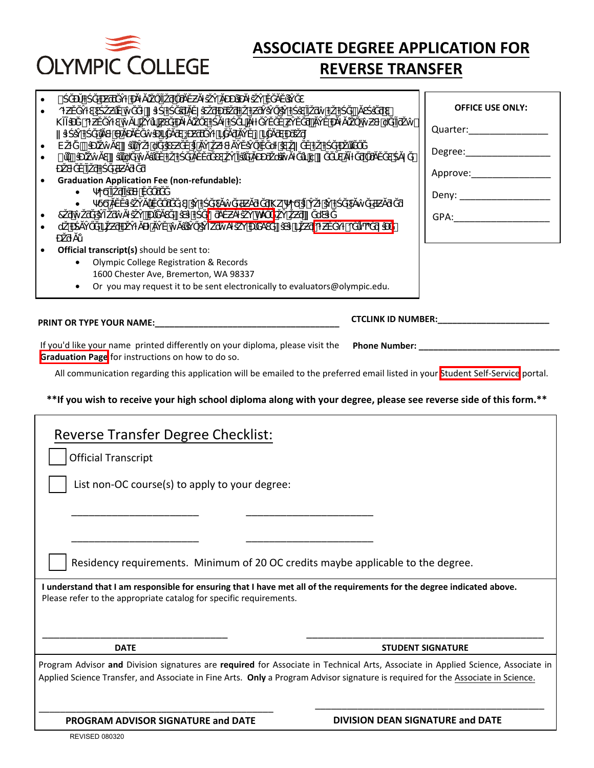# ASSOCIATE DEGREE APPLICATION FOR REVERSE TRANSFER

OLYMPIC COLLEGE

- ￼￼￼￼￼￼￼￼￼￼￼￼￼￼￼￼￼￼￼￼￼￼￼￼￼￼￼￼
- ￼￼￼￼￼￼￼￼￼￼￼￼￼￼￼￼￼￼￼￼￼￼￼￼￼￼￼￼￼￼￼￼￼￼￼￼￼￼￼￼￼￼￼￼￼￼￼￼￼￼
- ￼￼￼￼￼￼￼￼￼￼￼￼￼￼￼￼￼￼￼￼￼￼￼￼￼￼￼￼
- ￼￼￼￼￼￼￼￼￼￼￼￼￼￼￼￼￼￼￼￼￼￼￼￼￼￼￼￼￼￼￼￼￼￼￼￼￼
- **Graduation Application Fee (non-refundable):**
  - ￼￼￼￼￼￼￼￼
  - ￼￼￼￼￼￼￼￼￼￼￼￼￼￼￼￼￼￼￼￼￼￼￼￼
- ￼￼￼￼￼￼￼￼￼￼￼￼￼￼￼￼￼￼￼￼￼￼￼￼
- ￼￼￼￼￼￼￼￼￼￼￼￼￼￼￼￼￼￼￼￼￼￼￼￼￼￼￼￼￼￼
- **Official transcript(s)** should be sent to:
  - Olympic College Registration & Records
    1600 Chester Ave, Bremerton, WA 98337
  - Or you may request it to be sent electronically to evaluators@olympic.edu.

| OFFICE USE ONLY: |
|---|
| Quarter:_______________ |
| Degree:_______________ |
| Approve:_______________ |
| Deny: _______________ |
| GPA:_______________ |

**PRINT OR TYPE YOUR NAME:**_________________________________ **CTCLINK ID NUMBER:**_____________________

If you'd like your name printed differently on your diploma, please visit the Graduation Page for instructions on how to do so. **Phone Number:** ___________________________

All communication regarding this application will be emailed to the preferred email listed in your Student Self-Service portal.

**\*\*If you wish to receive your high school diploma along with your degree, please see reverse side of this form.\*\***

## Reverse Transfer Degree Checklist:

☐ Official Transcript

☐ List non-OC course(s) to apply to your degree:

______________________ ______________________

______________________ ______________________

☐ Residency requirements. Minimum of 20 OC credits maybe applicable to the degree.

**I understand that I am responsible for ensuring that I have met all of the requirements for the degree indicated above.**
Please refer to the appropriate catalog for specific requirements.

_________________________________ _________________________________________

**DATE** **STUDENT SIGNATURE**

Program Advisor **and** Division signatures are **required** for Associate in Technical Arts, Associate in Applied Science, Associate in Applied Science Transfer, and Associate in Fine Arts. **Only** a Program Advisor signature is required for the Associate in Science.

_________________________________ _________________________________________

**PROGRAM ADVISOR SIGNATURE and DATE** **DIVISION DEAN SIGNATURE and DATE**

REVISED 080320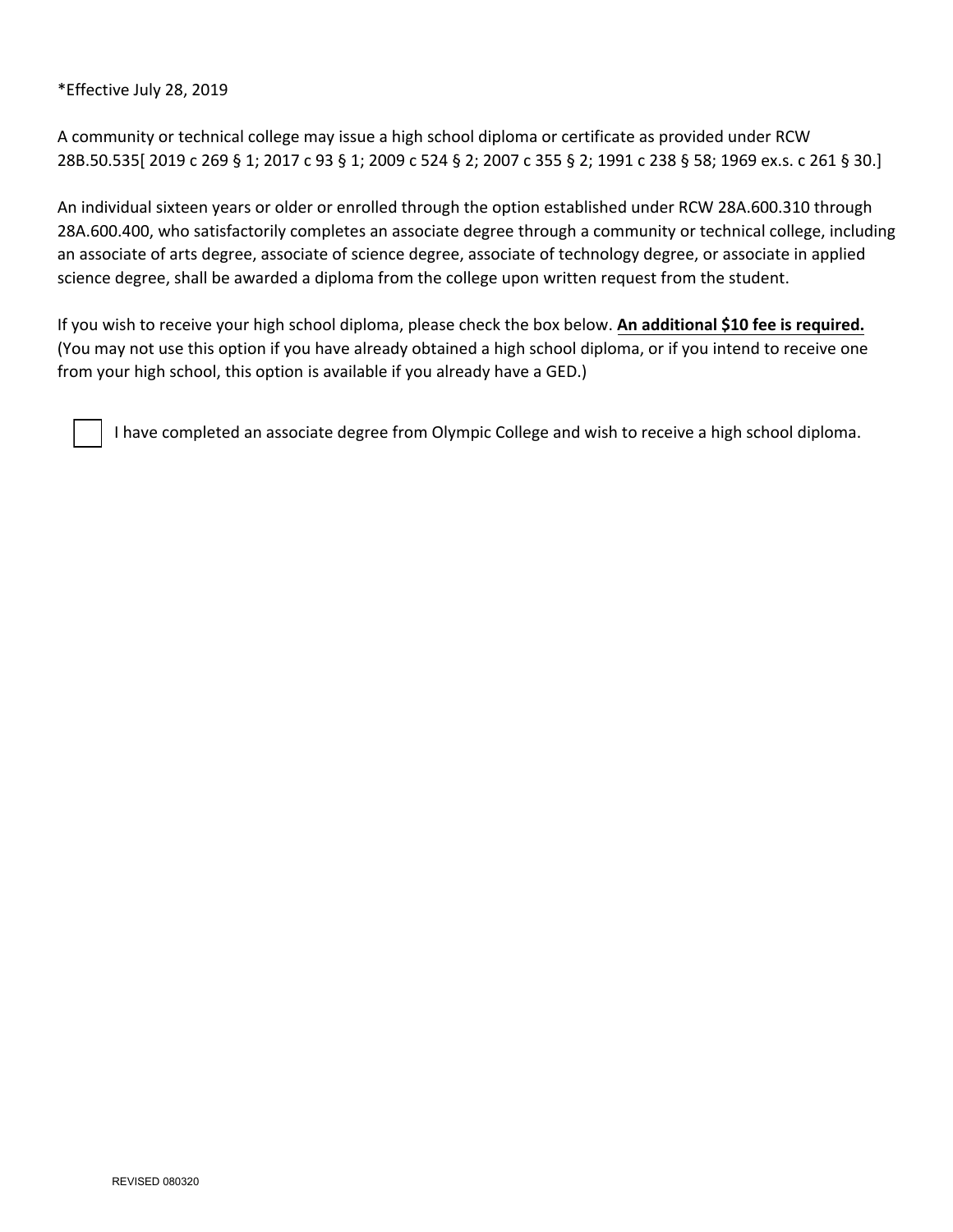*Effective July 28, 2019

A community or technical college may issue a high school diploma or certificate as provided under RCW 28B.50.535[ 2019 c 269 § 1; 2017 c 93 § 1; 2009 c 524 § 2; 2007 c 355 § 2; 1991 c 238 § 58; 1969 ex.s. c 261 § 30.]

An individual sixteen years or older or enrolled through the option established under RCW 28A.600.310 through 28A.600.400, who satisfactorily completes an associate degree through a community or technical college, including an associate of arts degree, associate of science degree, associate of technology degree, or associate in applied science degree, shall be awarded a diploma from the college upon written request from the student.

If you wish to receive your high school diploma, please check the box below. **An additional $10 fee is required.** (You may not use this option if you have already obtained a high school diploma, or if you intend to receive one from your high school, this option is available if you already have a GED.)

☐ I have completed an associate degree from Olympic College and wish to receive a high school diploma.

REVISED 080320